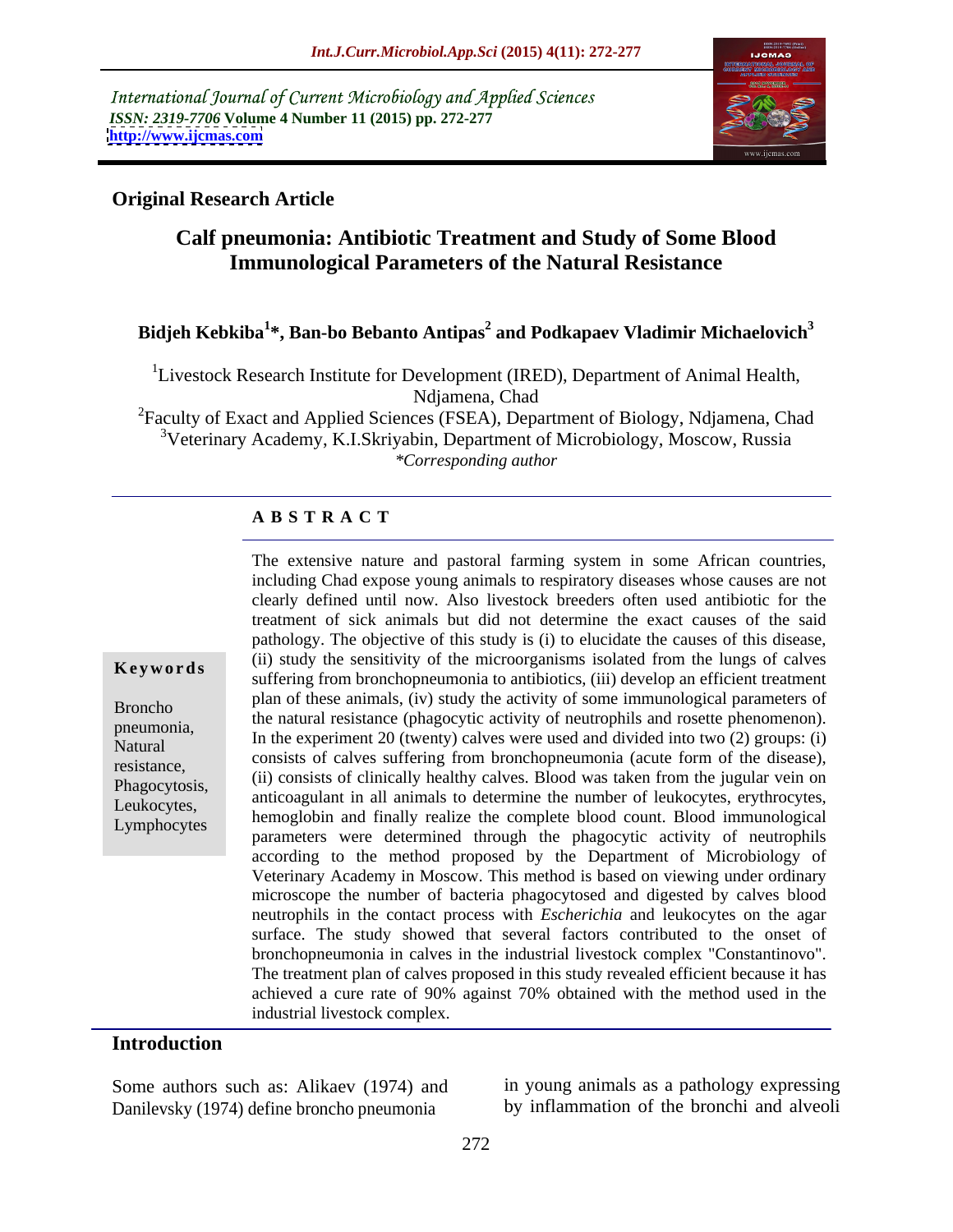International Journal of Current Microbiology and Applied Sciences
*ISSN: 2319-7706* **Volume 4 Number 11 (2015) pp. 272-277**
**http://www.ijcmas.com**

**Original Research Article**

# Calf pneumonia: Antibiotic Treatment and Study of Some Blood Immunological Parameters of the Natural Resistance

**Bidjeh Kebkiba[1]*, Ban-bo Bebanto Antipas[2] and Podkapaev Vladimir Michaelovich[3]**

[1]Livestock Research Institute for Development (IRED), Department of Animal Health, Ndjamena, Chad
[2]Faculty of Exact and Applied Sciences (FSEA), Department of Biology, Ndjamena, Chad
[3]Veterinary Academy, K.I.Skriyabin, Department of Microbiology, Moscow, Russia
*\*Corresponding author*

## A B S T R A C T

**Keywords**

Broncho pneumonia, Natural resistance, Phagocytosis, Leukocytes, Lymphocytes

The extensive nature and pastoral farming system in some African countries, including Chad expose young animals to respiratory diseases whose causes are not clearly defined until now. Also livestock breeders often used antibiotic for the treatment of sick animals but did not determine the exact causes of the said pathology. The objective of this study is (i) to elucidate the causes of this disease, (ii) study the sensitivity of the microorganisms isolated from the lungs of calves suffering from bronchopneumonia to antibiotics, (iii) develop an efficient treatment plan of these animals, (iv) study the activity of some immunological parameters of the natural resistance (phagocytic activity of neutrophils and rosette phenomenon). In the experiment 20 (twenty) calves were used and divided into two (2) groups: (i) consists of calves suffering from bronchopneumonia (acute form of the disease), (ii) consists of clinically healthy calves. Blood was taken from the jugular vein on anticoagulant in all animals to determine the number of leukocytes, erythrocytes, hemoglobin and finally realize the complete blood count. Blood immunological parameters were determined through the phagocytic activity of neutrophils according to the method proposed by the Department of Microbiology of Veterinary Academy in Moscow. This method is based on viewing under ordinary microscope the number of bacteria phagocytosed and digested by calves blood neutrophils in the contact process with *Escherichia* and leukocytes on the agar surface. The study showed that several factors contributed to the onset of bronchopneumonia in calves in the industrial livestock complex "Constantinovo". The treatment plan of calves proposed in this study revealed efficient because it has achieved a cure rate of 90% against 70% obtained with the method used in the industrial livestock complex.

## Introduction

Some authors such as: Alikaev (1974) and Danilevsky (1974) define broncho pneumonia in young animals as a pathology expressing by inflammation of the bronchi and alveoli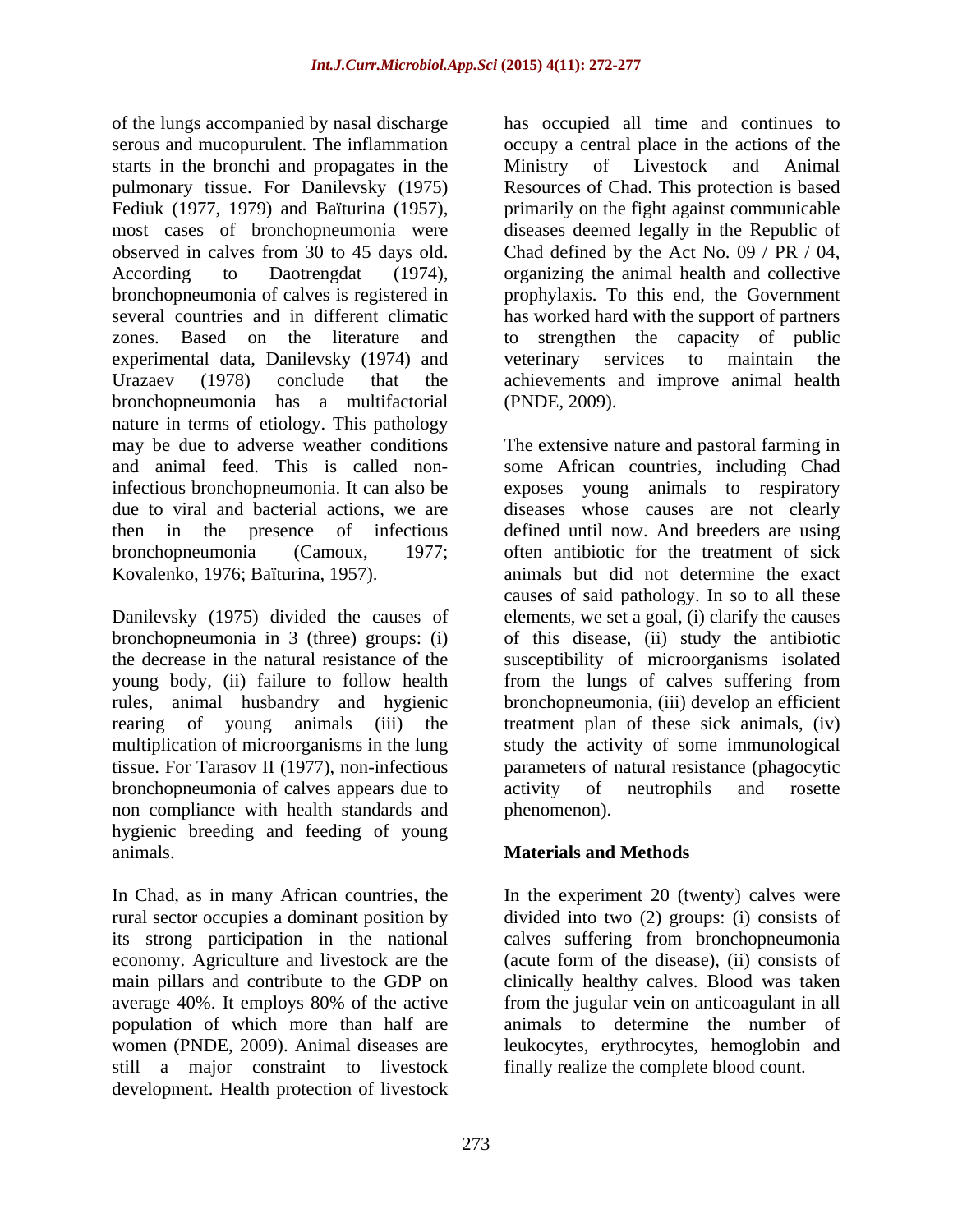of the lungs accompanied by nasal discharge serous and mucopurulent. The inflammation starts in the bronchi and propagates in the pulmonary tissue. For Danilevsky (1975) Fediuk (1977, 1979) and Baïturina (1957), most cases of bronchopneumonia were observed in calves from 30 to 45 days old. According to Daotrengdat (1974), bronchopneumonia of calves is registered in several countries and in different climatic zones. Based on the literature and experimental data, Danilevsky (1974) and Urazaev (1978) conclude that the bronchopneumonia has a multifactorial nature in terms of etiology. This pathology may be due to adverse weather conditions and animal feed. This is called non-infectious bronchopneumonia. It can also be due to viral and bacterial actions, we are then in the presence of infectious bronchopneumonia (Camoux, 1977; Kovalenko, 1976; Baïturina, 1957).

Danilevsky (1975) divided the causes of bronchopneumonia in 3 (three) groups: (i) the decrease in the natural resistance of the young body, (ii) failure to follow health rules, animal husbandry and hygienic rearing of young animals (iii) the multiplication of microorganisms in the lung tissue. For Tarasov II (1977), non-infectious bronchopneumonia of calves appears due to non compliance with health standards and hygienic breeding and feeding of young animals.

In Chad, as in many African countries, the rural sector occupies a dominant position by its strong participation in the national economy. Agriculture and livestock are the main pillars and contribute to the GDP on average 40%. It employs 80% of the active population of which more than half are women (PNDE, 2009). Animal diseases are still a major constraint to livestock development. Health protection of livestock has occupied all time and continues to occupy a central place in the actions of the Ministry of Livestock and Animal Resources of Chad. This protection is based primarily on the fight against communicable diseases deemed legally in the Republic of Chad defined by the Act No. 09 / PR / 04, organizing the animal health and collective prophylaxis. To this end, the Government has worked hard with the support of partners to strengthen the capacity of public veterinary services to maintain the achievements and improve animal health (PNDE, 2009).

The extensive nature and pastoral farming in some African countries, including Chad exposes young animals to respiratory diseases whose causes are not clearly defined until now. And breeders are using often antibiotic for the treatment of sick animals but did not determine the exact causes of said pathology. In so to all these elements, we set a goal, (i) clarify the causes of this disease, (ii) study the antibiotic susceptibility of microorganisms isolated from the lungs of calves suffering from bronchopneumonia, (iii) develop an efficient treatment plan of these sick animals, (iv) study the activity of some immunological parameters of natural resistance (phagocytic activity of neutrophils and rosette phenomenon).

## Materials and Methods

In the experiment 20 (twenty) calves were divided into two (2) groups: (i) consists of calves suffering from bronchopneumonia (acute form of the disease), (ii) consists of clinically healthy calves. Blood was taken from the jugular vein on anticoagulant in all animals to determine the number of leukocytes, erythrocytes, hemoglobin and finally realize the complete blood count.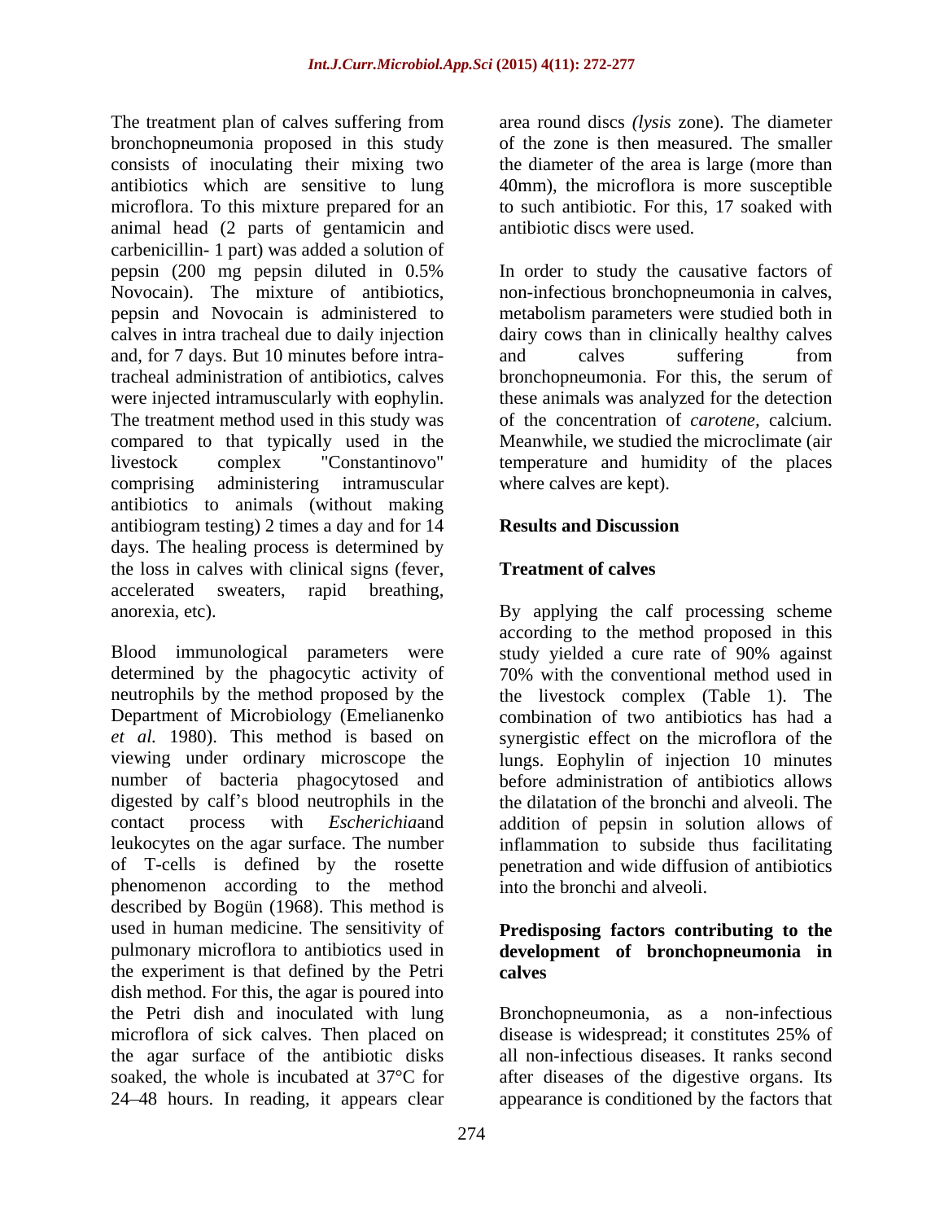The treatment plan of calves suffering from bronchopneumonia proposed in this study consists of inoculating their mixing two antibiotics which are sensitive to lung microflora. To this mixture prepared for an animal head (2 parts of gentamicin and carbenicillin- 1 part) was added a solution of pepsin (200 mg pepsin diluted in 0.5% Novocain). The mixture of antibiotics, pepsin and Novocain is administered to calves in intra tracheal due to daily injection and, for 7 days. But 10 minutes before intra-tracheal administration of antibiotics, calves were injected intramuscularly with eophylin. The treatment method used in this study was compared to that typically used in the livestock complex "Constantinovo" comprising administering intramuscular antibiotics to animals (without making antibiogram testing) 2 times a day and for 14 days. The healing process is determined by the loss in calves with clinical signs (fever, accelerated sweaters, rapid breathing, anorexia, etc).

Blood immunological parameters were determined by the phagocytic activity of neutrophils by the method proposed by the Department of Microbiology (Emelianenko *et al.* 1980). This method is based on viewing under ordinary microscope the number of bacteria phagocytosed and digested by calf's blood neutrophils in the contact process with *Escherichia*and leukocytes on the agar surface. The number of T-cells is defined by the rosette phenomenon according to the method described by Bogün (1968). This method is used in human medicine. The sensitivity of pulmonary microflora to antibiotics used in the experiment is that defined by the Petri dish method. For this, the agar is poured into the Petri dish and inoculated with lung microflora of sick calves. Then placed on the agar surface of the antibiotic disks soaked, the whole is incubated at 37°C for 24–48 hours. In reading, it appears clear area round discs *(lysis* zone). The diameter of the zone is then measured. The smaller the diameter of the area is large (more than 40mm), the microflora is more susceptible to such antibiotic. For this, 17 soaked with antibiotic discs were used.

In order to study the causative factors of non-infectious bronchopneumonia in calves, metabolism parameters were studied both in dairy cows than in clinically healthy calves and calves suffering from bronchopneumonia. For this, the serum of these animals was analyzed for the detection of the concentration of *carotene,* calcium. Meanwhile, we studied the microclimate (air temperature and humidity of the places where calves are kept).

## Results and Discussion

### Treatment of calves

By applying the calf processing scheme according to the method proposed in this study yielded a cure rate of 90% against 70% with the conventional method used in the livestock complex (Table 1). The combination of two antibiotics has had a synergistic effect on the microflora of the lungs. Eophylin of injection 10 minutes before administration of antibiotics allows the dilatation of the bronchi and alveoli. The addition of pepsin in solution allows of inflammation to subside thus facilitating penetration and wide diffusion of antibiotics into the bronchi and alveoli.

### Predisposing factors contributing to the development of bronchopneumonia in calves

Bronchopneumonia, as a non-infectious disease is widespread; it constitutes 25% of all non-infectious diseases. It ranks second after diseases of the digestive organs. Its appearance is conditioned by the factors that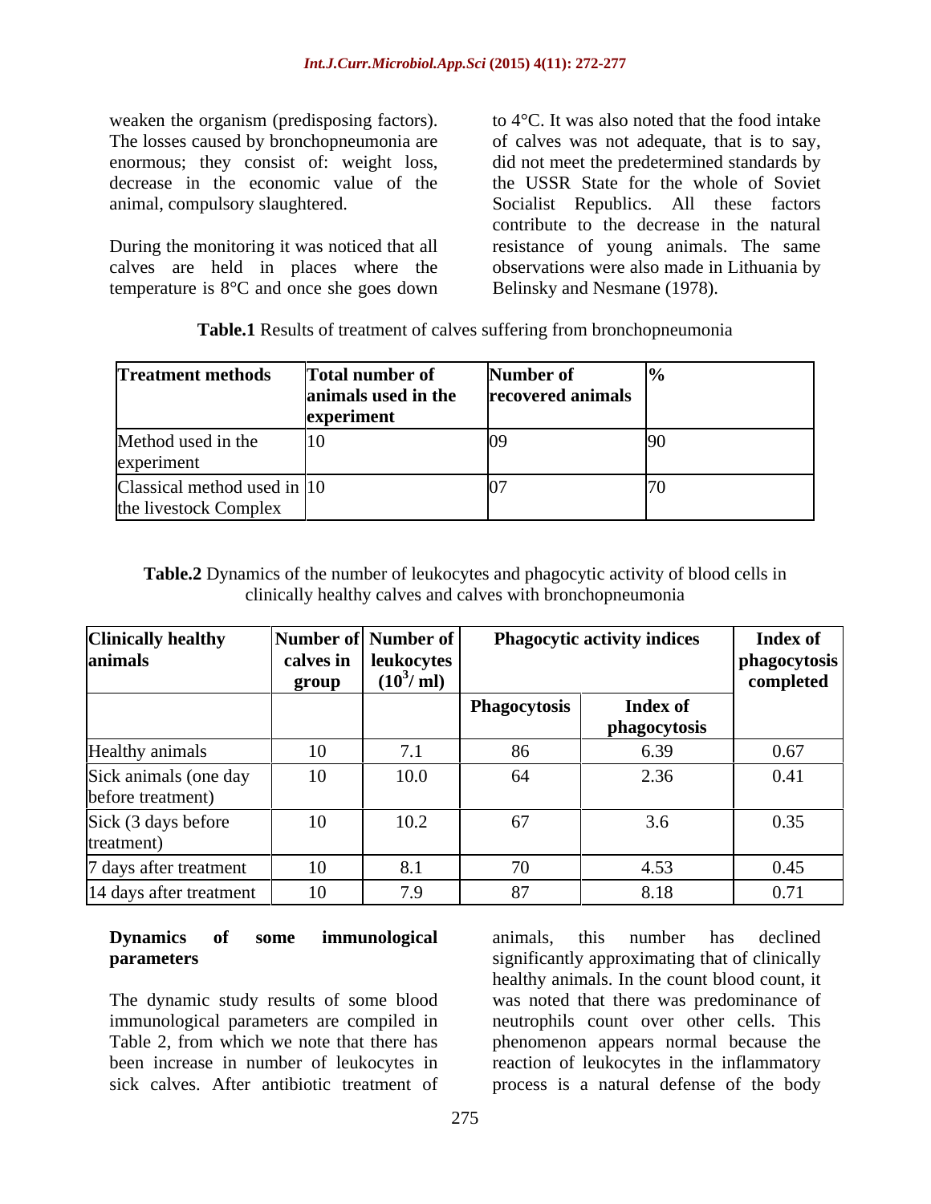weaken the organism (predisposing factors). The losses caused by bronchopneumonia are enormous; they consist of: weight loss, decrease in the economic value of the animal, compulsory slaughtered.

During the monitoring it was noticed that all calves are held in places where the temperature is 8°C and once she goes down to 4°C. It was also noted that the food intake of calves was not adequate, that is to say, did not meet the predetermined standards by the USSR State for the whole of Soviet Socialist Republics. All these factors contribute to the decrease in the natural resistance of young animals. The same observations were also made in Lithuania by Belinsky and Nesmane (1978).

**Table.1** Results of treatment of calves suffering from bronchopneumonia

| Treatment methods | Total number of animals used in the experiment | Number of recovered animals | % |
|---|---|---|---|
| Method used in the experiment | 10 | 09 | 90 |
| Classical method used in the livestock Complex | 10 | 07 | 70 |

**Table.2** Dynamics of the number of leukocytes and phagocytic activity of blood cells in clinically healthy calves and calves with bronchopneumonia

| Clinically healthy animals | Number of calves in group | Number of leukocytes ($10^3$/ ml) | Phagocytic activity indices | | Index of phagocytosis completed |
|---|---|---|---|---|---|
| | | | Phagocytosis | Index of phagocytosis | |
| Healthy animals | 10 | 7.1 | 86 | 6.39 | 0.67 |
| Sick animals (one day before treatment) | 10 | 10.0 | 64 | 2.36 | 0.41 |
| Sick (3 days before treatment) | 10 | 10.2 | 67 | 3.6 | 0.35 |
| 7 days after treatment | 10 | 8.1 | 70 | 4.53 | 0.45 |
| 14 days after treatment | 10 | 7.9 | 87 | 8.18 | 0.71 |

**Dynamics of some immunological parameters**

The dynamic study results of some blood immunological parameters are compiled in Table 2, from which we note that there has been increase in number of leukocytes in sick calves. After antibiotic treatment of animals, this number has declined significantly approximating that of clinically healthy animals. In the count blood count, it was noted that there was predominance of neutrophils count over other cells. This phenomenon appears normal because the reaction of leukocytes in the inflammatory process is a natural defense of the body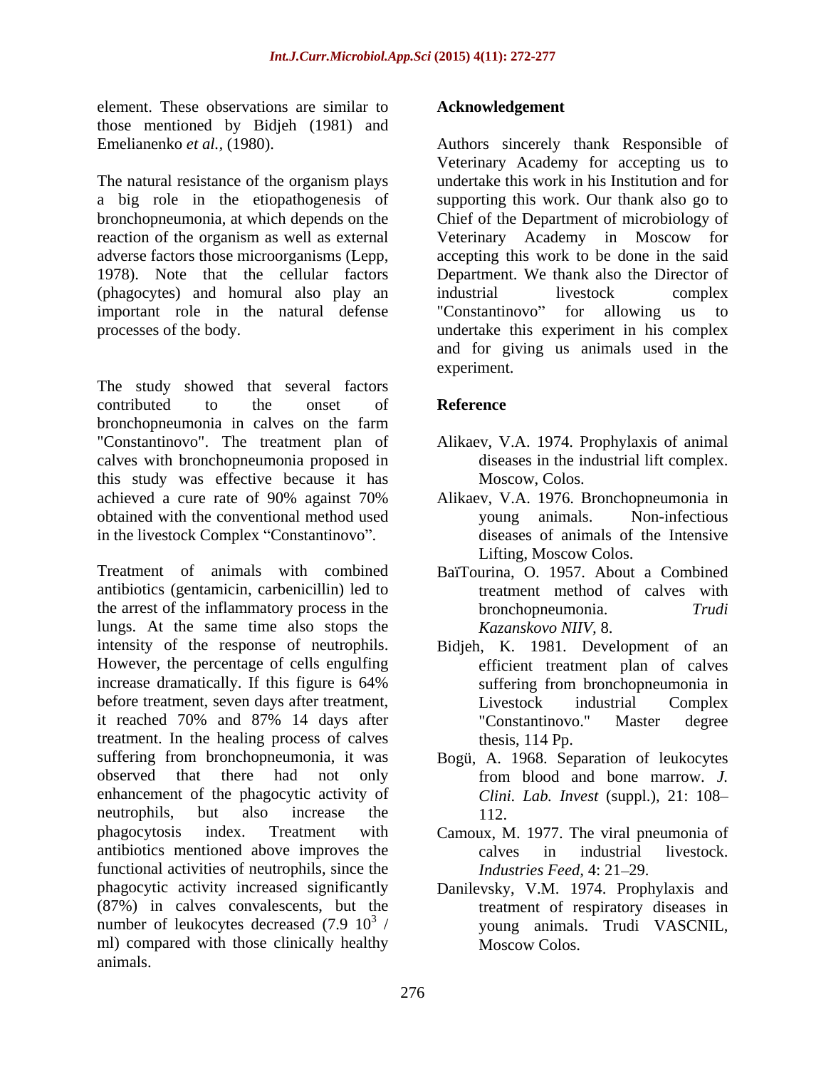element. These observations are similar to those mentioned by Bidjeh (1981) and Emelianenko *et al.,* (1980).

The natural resistance of the organism plays a big role in the etiopathogenesis of bronchopneumonia, at which depends on the reaction of the organism as well as external adverse factors those microorganisms (Lepp, 1978). Note that the cellular factors (phagocytes) and homural also play an important role in the natural defense processes of the body.

The study showed that several factors contributed to the onset of bronchopneumonia in calves on the farm "Constantinovo". The treatment plan of calves with bronchopneumonia proposed in this study was effective because it has achieved a cure rate of 90% against 70% obtained with the conventional method used in the livestock Complex "Constantinovo".

Treatment of animals with combined antibiotics (gentamicin, carbenicillin) led to the arrest of the inflammatory process in the lungs. At the same time also stops the intensity of the response of neutrophils. However, the percentage of cells engulfing increase dramatically. If this figure is 64% before treatment, seven days after treatment, it reached 70% and 87% 14 days after treatment. In the healing process of calves suffering from bronchopneumonia, it was observed that there had not only enhancement of the phagocytic activity of neutrophils, but also increase the phagocytosis index. Treatment with antibiotics mentioned above improves the functional activities of neutrophils, since the phagocytic activity increased significantly (87%) in calves convalescents, but the number of leukocytes decreased ($7.9\ 10^3$ / ml) compared with those clinically healthy animals.

## Acknowledgement

Authors sincerely thank Responsible of Veterinary Academy for accepting us to undertake this work in his Institution and for supporting this work. Our thank also go to Chief of the Department of microbiology of Veterinary Academy in Moscow for accepting this work to be done in the said Department. We thank also the Director of industrial livestock complex "Constantinovo" for allowing us to undertake this experiment in his complex and for giving us animals used in the experiment.

## Reference

Alikaev, V.A. 1974. Prophylaxis of animal diseases in the industrial lift complex. Moscow, Colos.

Alikaev, V.A. 1976. Bronchopneumonia in young animals. Non-infectious diseases of animals of the Intensive Lifting, Moscow Colos.

BaïTourina, O. 1957. About a Combined treatment method of calves with bronchopneumonia. *Trudi Kazanskovo NIIV,* 8.

Bidjeh, K. 1981. Development of an efficient treatment plan of calves suffering from bronchopneumonia in Livestock industrial Complex "Constantinovo." Master degree thesis, 114 Pp.

Bogü, A. 1968. Separation of leukocytes from blood and bone marrow. *J. Clini. Lab. Invest* (suppl.), 21: 108–112.

Camoux, M. 1977. The viral pneumonia of calves in industrial livestock. *Industries Feed,* 4: 21–29.

Danilevsky, V.M. 1974. Prophylaxis and treatment of respiratory diseases in young animals. Trudi VASCNIL, Moscow Colos.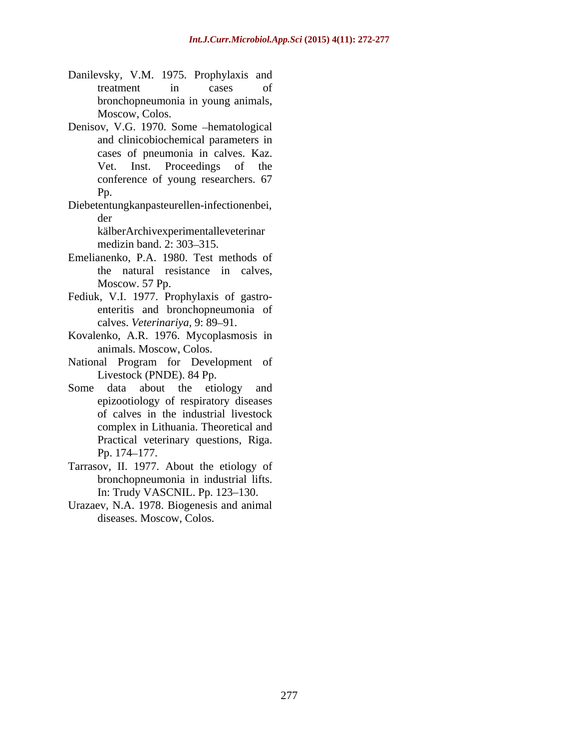Danilevsky, V.M. 1975. Prophylaxis and treatment in cases of bronchopneumonia in young animals, Moscow, Colos.

Denisov, V.G. 1970. Some –hematological and clinicobiochemical parameters in cases of pneumonia in calves. Kaz. Vet. Inst. Proceedings of the conference of young researchers. 67 Pp.

Diebetentungkanpasteurellen-infectionenbei, der kälberArchivexperimentalleveterinar medizin band. 2: 303–315.

Emelianenko, P.A. 1980. Test methods of the natural resistance in calves, Moscow. 57 Pp.

Fediuk, V.I. 1977. Prophylaxis of gastro-enteritis and bronchopneumonia of calves. *Veterinariya*, 9: 89–91.

Kovalenko, A.R. 1976. Mycoplasmosis in animals. Moscow, Colos.

National Program for Development of Livestock (PNDE). 84 Pp.

Some data about the etiology and epizootiology of respiratory diseases of calves in the industrial livestock complex in Lithuania. Theoretical and Practical veterinary questions, Riga. Pp. 174–177.

Tarrasov, II. 1977. About the etiology of bronchopneumonia in industrial lifts. In: Trudy VASCNIL. Pp. 123–130.

Urazaev, N.A. 1978. Biogenesis and animal diseases. Moscow, Colos.